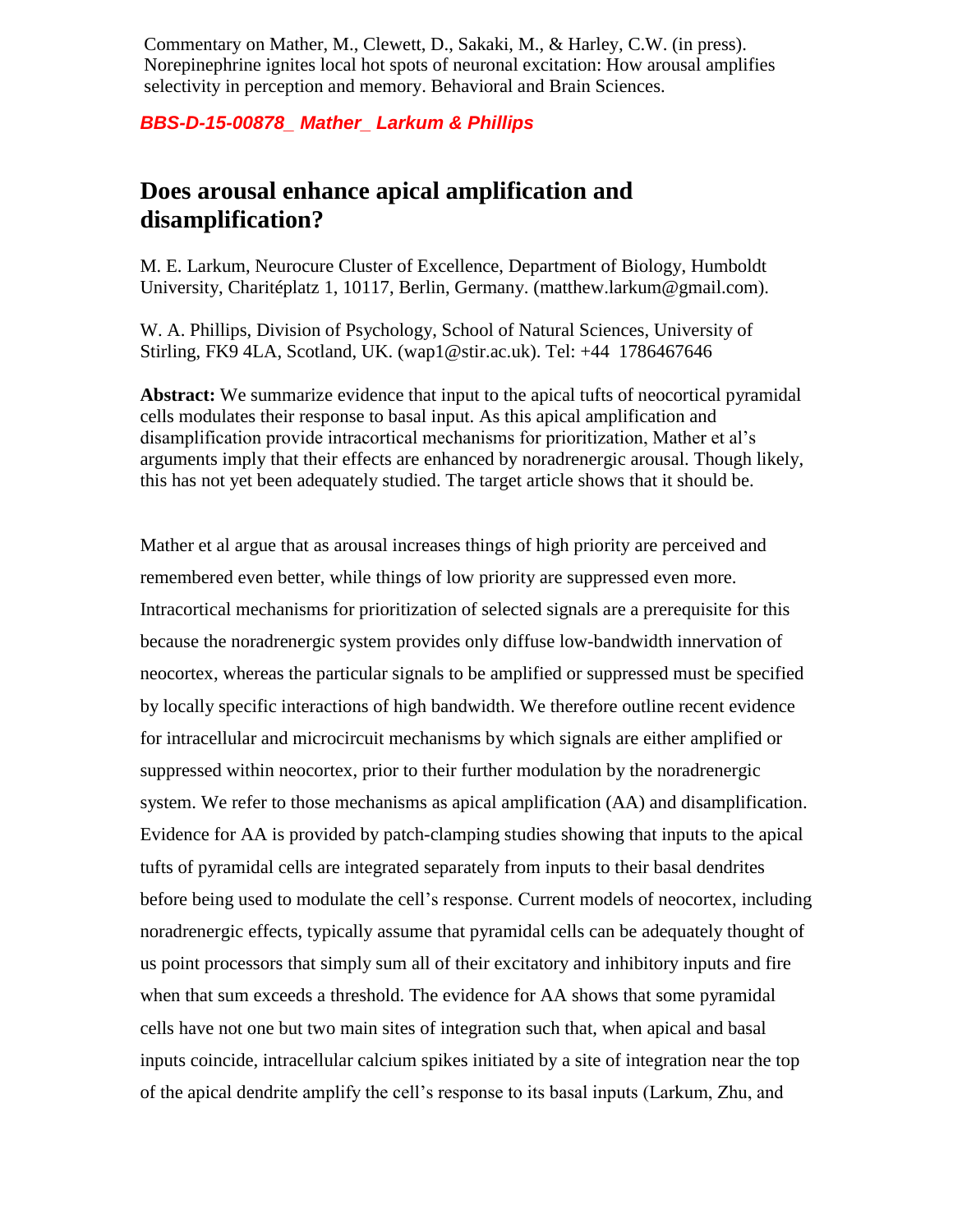Commentary on Mather, M., Clewett, D., Sakaki, M., & Harley, C.W. (in press). Norepinephrine ignites local hot spots of neuronal excitation: How arousal amplifies selectivity in perception and memory. Behavioral and Brain Sciences.

***BBS-D-15-00878_ Mather_ Larkum & Phillips***

# Does arousal enhance apical amplification and disamplification?

M. E. Larkum, Neurocure Cluster of Excellence, Department of Biology, Humboldt University, Charitéplatz 1, 10117, Berlin, Germany. (matthew.larkum@gmail.com).

W. A. Phillips, Division of Psychology, School of Natural Sciences, University of Stirling, FK9 4LA, Scotland, UK. (wap1@stir.ac.uk). Tel: +44 1786467646

**Abstract:** We summarize evidence that input to the apical tufts of neocortical pyramidal cells modulates their response to basal input. As this apical amplification and disamplification provide intracortical mechanisms for prioritization, Mather et al's arguments imply that their effects are enhanced by noradrenergic arousal. Though likely, this has not yet been adequately studied. The target article shows that it should be.

Mather et al argue that as arousal increases things of high priority are perceived and remembered even better, while things of low priority are suppressed even more. Intracortical mechanisms for prioritization of selected signals are a prerequisite for this because the noradrenergic system provides only diffuse low-bandwidth innervation of neocortex, whereas the particular signals to be amplified or suppressed must be specified by locally specific interactions of high bandwidth. We therefore outline recent evidence for intracellular and microcircuit mechanisms by which signals are either amplified or suppressed within neocortex, prior to their further modulation by the noradrenergic system. We refer to those mechanisms as apical amplification (AA) and disamplification. Evidence for AA is provided by patch-clamping studies showing that inputs to the apical tufts of pyramidal cells are integrated separately from inputs to their basal dendrites before being used to modulate the cell's response. Current models of neocortex, including noradrenergic effects, typically assume that pyramidal cells can be adequately thought of us point processors that simply sum all of their excitatory and inhibitory inputs and fire when that sum exceeds a threshold. The evidence for AA shows that some pyramidal cells have not one but two main sites of integration such that, when apical and basal inputs coincide, intracellular calcium spikes initiated by a site of integration near the top of the apical dendrite amplify the cell's response to its basal inputs (Larkum, Zhu, and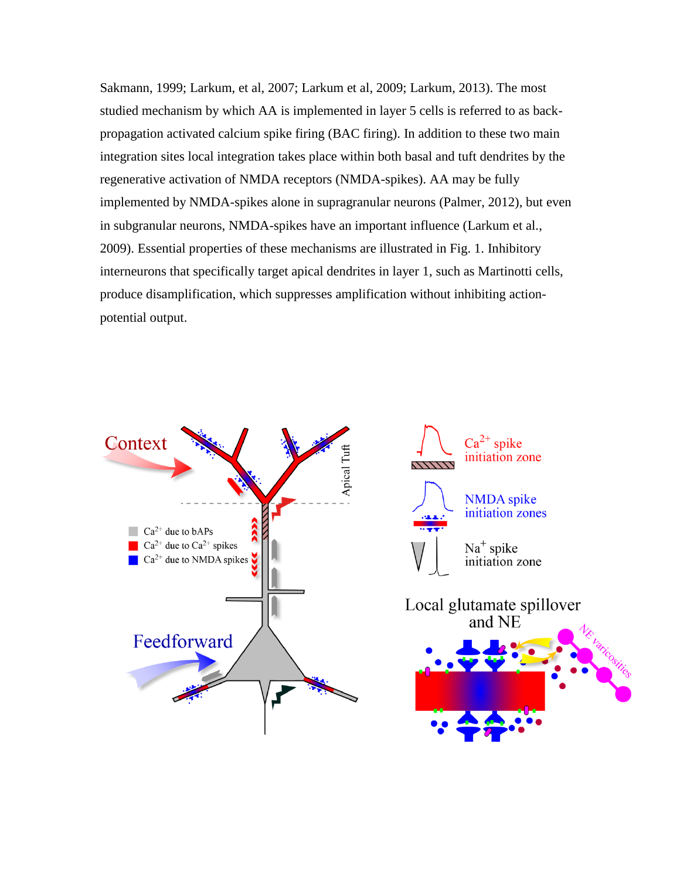Sakmann, 1999; Larkum, et al, 2007; Larkum et al, 2009; Larkum, 2013). The most studied mechanism by which AA is implemented in layer 5 cells is referred to as back-propagation activated calcium spike firing (BAC firing). In addition to these two main integration sites local integration takes place within both basal and tuft dendrites by the regenerative activation of NMDA receptors (NMDA-spikes). AA may be fully implemented by NMDA-spikes alone in supragranular neurons (Palmer, 2012), but even in subgranular neurons, NMDA-spikes have an important influence (Larkum et al., 2009). Essential properties of these mechanisms are illustrated in Fig. 1. Inhibitory interneurons that specifically target apical dendrites in layer 1, such as Martinotti cells, produce disamplification, which suppresses amplification without inhibiting action-potential output.

Context

Apical Tuft

$Ca^{2+}$ due to bAPs

$Ca^{2+}$ due to $Ca^{2+}$ spikes

$Ca^{2+}$ due to NMDA spikes

Feedforward

$Ca^{2+}$ spike initiation zone

NMDA spike initiation zones

$Na^{+}$ spike initiation zone

Local glutamate spillover and NE

NE varicosities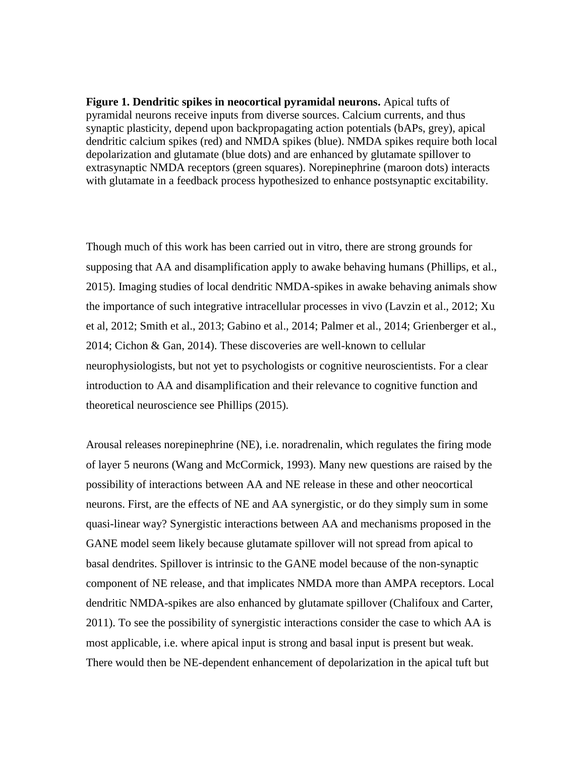**Figure 1. Dendritic spikes in neocortical pyramidal neurons.** Apical tufts of pyramidal neurons receive inputs from diverse sources. Calcium currents, and thus synaptic plasticity, depend upon backpropagating action potentials (bAPs, grey), apical dendritic calcium spikes (red) and NMDA spikes (blue). NMDA spikes require both local depolarization and glutamate (blue dots) and are enhanced by glutamate spillover to extrasynaptic NMDA receptors (green squares). Norepinephrine (maroon dots) interacts with glutamate in a feedback process hypothesized to enhance postsynaptic excitability.

Though much of this work has been carried out in vitro, there are strong grounds for supposing that AA and disamplification apply to awake behaving humans (Phillips, et al., 2015). Imaging studies of local dendritic NMDA-spikes in awake behaving animals show the importance of such integrative intracellular processes in vivo (Lavzin et al., 2012; Xu et al, 2012; Smith et al., 2013; Gabino et al., 2014; Palmer et al., 2014; Grienberger et al., 2014; Cichon & Gan, 2014). These discoveries are well-known to cellular neurophysiologists, but not yet to psychologists or cognitive neuroscientists. For a clear introduction to AA and disamplification and their relevance to cognitive function and theoretical neuroscience see Phillips (2015).

Arousal releases norepinephrine (NE), i.e. noradrenalin, which regulates the firing mode of layer 5 neurons (Wang and McCormick, 1993). Many new questions are raised by the possibility of interactions between AA and NE release in these and other neocortical neurons. First, are the effects of NE and AA synergistic, or do they simply sum in some quasi-linear way? Synergistic interactions between AA and mechanisms proposed in the GANE model seem likely because glutamate spillover will not spread from apical to basal dendrites. Spillover is intrinsic to the GANE model because of the non-synaptic component of NE release, and that implicates NMDA more than AMPA receptors. Local dendritic NMDA-spikes are also enhanced by glutamate spillover (Chalifoux and Carter, 2011). To see the possibility of synergistic interactions consider the case to which AA is most applicable, i.e. where apical input is strong and basal input is present but weak. There would then be NE-dependent enhancement of depolarization in the apical tuft but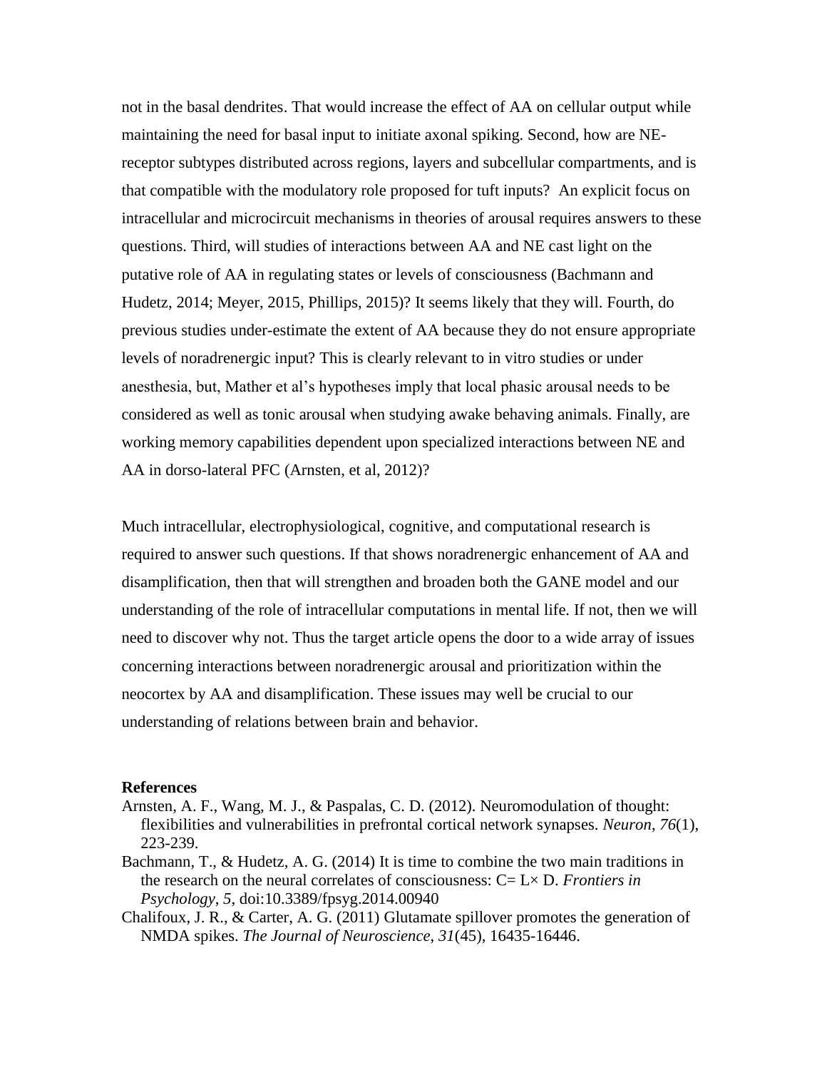not in the basal dendrites. That would increase the effect of AA on cellular output while maintaining the need for basal input to initiate axonal spiking. Second, how are NE-receptor subtypes distributed across regions, layers and subcellular compartments, and is that compatible with the modulatory role proposed for tuft inputs? An explicit focus on intracellular and microcircuit mechanisms in theories of arousal requires answers to these questions. Third, will studies of interactions between AA and NE cast light on the putative role of AA in regulating states or levels of consciousness (Bachmann and Hudetz, 2014; Meyer, 2015, Phillips, 2015)? It seems likely that they will. Fourth, do previous studies under-estimate the extent of AA because they do not ensure appropriate levels of noradrenergic input? This is clearly relevant to in vitro studies or under anesthesia, but, Mather et al's hypotheses imply that local phasic arousal needs to be considered as well as tonic arousal when studying awake behaving animals. Finally, are working memory capabilities dependent upon specialized interactions between NE and AA in dorso-lateral PFC (Arnsten, et al, 2012)?

Much intracellular, electrophysiological, cognitive, and computational research is required to answer such questions. If that shows noradrenergic enhancement of AA and disamplification, then that will strengthen and broaden both the GANE model and our understanding of the role of intracellular computations in mental life. If not, then we will need to discover why not. Thus the target article opens the door to a wide array of issues concerning interactions between noradrenergic arousal and prioritization within the neocortex by AA and disamplification. These issues may well be crucial to our understanding of relations between brain and behavior.

**References**

Arnsten, A. F., Wang, M. J., & Paspalas, C. D. (2012). Neuromodulation of thought: flexibilities and vulnerabilities in prefrontal cortical network synapses. *Neuron*, *76*(1), 223-239.

Bachmann, T., & Hudetz, A. G. (2014) It is time to combine the two main traditions in the research on the neural correlates of consciousness: C= L× D. *Frontiers in Psychology*, *5*, doi:10.3389/fpsyg.2014.00940

Chalifoux, J. R., & Carter, A. G. (2011) Glutamate spillover promotes the generation of NMDA spikes. *The Journal of Neuroscience*, *31*(45), 16435-16446.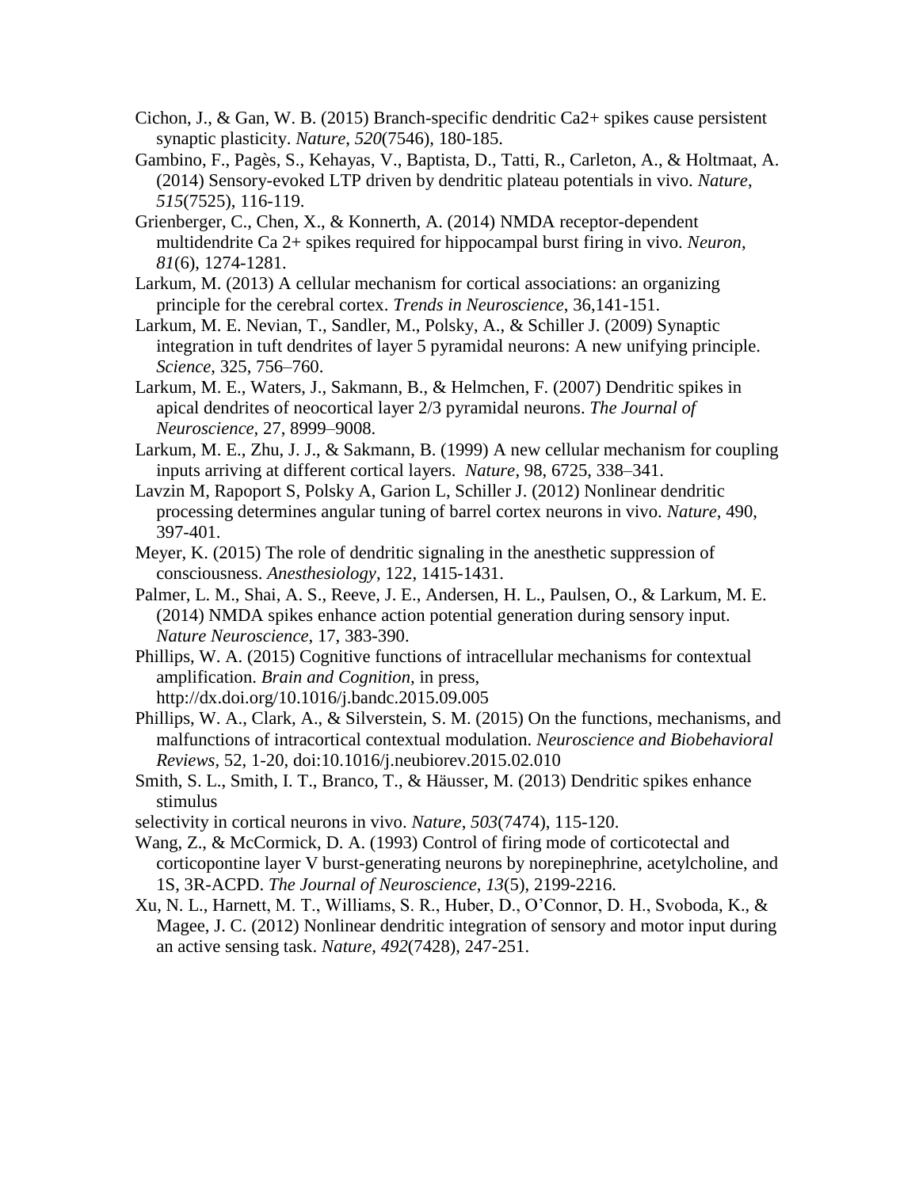Cichon, J., & Gan, W. B. (2015) Branch-specific dendritic Ca2+ spikes cause persistent synaptic plasticity. *Nature*, *520*(7546), 180-185.

Gambino, F., Pagès, S., Kehayas, V., Baptista, D., Tatti, R., Carleton, A., & Holtmaat, A. (2014) Sensory-evoked LTP driven by dendritic plateau potentials in vivo. *Nature*, *515*(7525), 116-119.

Grienberger, C., Chen, X., & Konnerth, A. (2014) NMDA receptor-dependent multidendrite Ca 2+ spikes required for hippocampal burst firing in vivo. *Neuron*, *81*(6), 1274-1281.

Larkum, M. (2013) A cellular mechanism for cortical associations: an organizing principle for the cerebral cortex. *Trends in Neuroscience*, 36,141-151.

Larkum, M. E. Nevian, T., Sandler, M., Polsky, A., & Schiller J. (2009) Synaptic integration in tuft dendrites of layer 5 pyramidal neurons: A new unifying principle. *Science*, 325, 756–760.

Larkum, M. E., Waters, J., Sakmann, B., & Helmchen, F. (2007) Dendritic spikes in apical dendrites of neocortical layer 2/3 pyramidal neurons. *The Journal of Neuroscience*, 27, 8999–9008.

Larkum, M. E., Zhu, J. J., & Sakmann, B. (1999) A new cellular mechanism for coupling inputs arriving at different cortical layers. *Nature*, 98, 6725, 338–341.

Lavzin M, Rapoport S, Polsky A, Garion L, Schiller J. (2012) Nonlinear dendritic processing determines angular tuning of barrel cortex neurons in vivo. *Nature*, 490, 397-401.

Meyer, K. (2015) The role of dendritic signaling in the anesthetic suppression of consciousness. *Anesthesiology*, 122, 1415-1431.

Palmer, L. M., Shai, A. S., Reeve, J. E., Andersen, H. L., Paulsen, O., & Larkum, M. E. (2014) NMDA spikes enhance action potential generation during sensory input. *Nature Neuroscience*, 17, 383-390.

Phillips, W. A. (2015) Cognitive functions of intracellular mechanisms for contextual amplification. *Brain and Cognition*, in press, http://dx.doi.org/10.1016/j.bandc.2015.09.005

Phillips, W. A., Clark, A., & Silverstein, S. M. (2015) On the functions, mechanisms, and malfunctions of intracortical contextual modulation. *Neuroscience and Biobehavioral Reviews*, 52, 1-20, doi:10.1016/j.neubiorev.2015.02.010

Smith, S. L., Smith, I. T., Branco, T., & Häusser, M. (2013) Dendritic spikes enhance stimulus
selectivity in cortical neurons in vivo. *Nature*, *503*(7474), 115-120.

Wang, Z., & McCormick, D. A. (1993) Control of firing mode of corticotectal and corticopontine layer V burst-generating neurons by norepinephrine, acetylcholine, and 1S, 3R-ACPD. *The Journal of Neuroscience*, *13*(5), 2199-2216.

Xu, N. L., Harnett, M. T., Williams, S. R., Huber, D., O'Connor, D. H., Svoboda, K., & Magee, J. C. (2012) Nonlinear dendritic integration of sensory and motor input during an active sensing task. *Nature*, *492*(7428), 247-251.